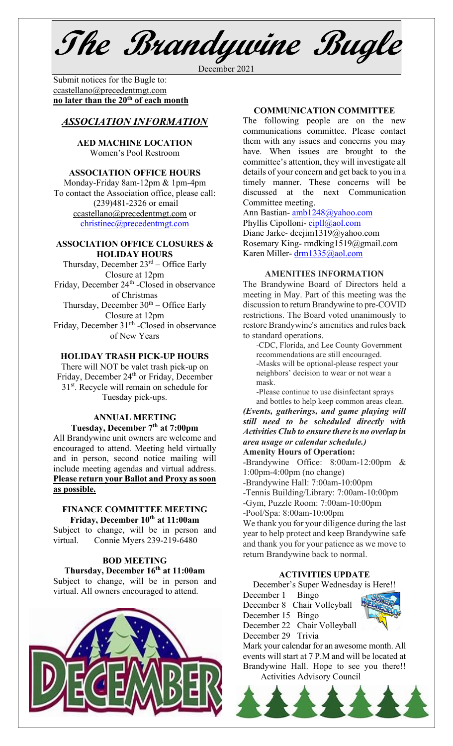# The Brandywine Bugle

December 2021

Submit notices for the Bugle to: ccastellano@precedentmgt.com **no later than the 20th of each month**

## *ASSOCIATION INFORMATION*

**AED MACHINE LOCATION**
Women's Pool Restroom

**ASSOCIATION OFFICE HOURS**
Monday-Friday 8am-12pm & 1pm-4pm
To contact the Association office, please call: (239)481-2326 or email ccastellano@precedentmgt.com or christinec@precedentmgt.com

**ASSOCIATION OFFICE CLOSURES & HOLIDAY HOURS**
Thursday, December 23rd – Office Early Closure at 12pm
Friday, December 24th -Closed in observance of Christmas
Thursday, December 30th – Office Early Closure at 12pm
Friday, December 31th -Closed in observance of New Years

**HOLIDAY TRASH PICK-UP HOURS**
There will NOT be valet trash pick-up on Friday, December 24th or Friday, December 31st. Recycle will remain on schedule for Tuesday pick-ups.

**ANNUAL MEETING**
**Tuesday, December 7th at 7:00pm**
All Brandywine unit owners are welcome and encouraged to attend. Meeting held virtually and in person, second notice mailing will include meeting agendas and virtual address. **Please return your Ballot and Proxy as soon as possible.**

**FINANCE COMMITTEE MEETING**
**Friday, December 10th at 11:00am**
Subject to change, will be in person and virtual. Connie Myers 239-219-6480

**BOD MEETING**
**Thursday, December 16th at 11:00am**
Subject to change, will be in person and virtual. All owners encouraged to attend.

**COMMUNICATION COMMITTEE**
The following people are on the new communications committee. Please contact them with any issues and concerns you may have. When issues are brought to the committee's attention, they will investigate all details of your concern and get back to you in a timely manner. These concerns will be discussed at the next Communication Committee meeting.

Ann Bastian- amb1248@yahoo.com
Phyllis Cipolloni- cipll@aol.com
Diane Jarke- deejim1319@yahoo.com
Rosemary King- rmdking1519@gmail.com
Karen Miller- drm1335@aol.com

**AMENITIES INFORMATION**
The Brandywine Board of Directors held a meeting in May. Part of this meeting was the discussion to return Brandywine to pre-COVID restrictions. The Board voted unanimously to restore Brandywine's amenities and rules back to standard operations.

-CDC, Florida, and Lee County Government recommendations are still encouraged.
-Masks will be optional-please respect your neighbors' decision to wear or not wear a mask.
-Please continue to use disinfectant sprays and bottles to help keep common areas clean.

***(Events, gatherings, and game playing will still need to be scheduled directly with Activities Club to ensure there is no overlap in area usage or calendar schedule.)***

**Amenity Hours of Operation:**
-Brandywine Office: 8:00am-12:00pm & 1:00pm-4:00pm (no change)
-Brandywine Hall: 7:00am-10:00pm
-Tennis Building/Library: 7:00am-10:00pm
-Gym, Puzzle Room: 7:00am-10:00pm
-Pool/Spa: 8:00am-10:00pm

We thank you for your diligence during the last year to help protect and keep Brandywine safe and thank you for your patience as we move to return Brandywine back to normal.

**ACTIVITIES UPDATE**
December's Super Wednesday is Here!!
December 1 Bingo
December 8 Chair Volleyball
December 15 Bingo
December 22 Chair Volleyball
December 29 Trivia

Mark your calendar for an awesome month. All events will start at 7 P.M and will be located at Brandywine Hall. Hope to see you there!!
Activities Advisory Council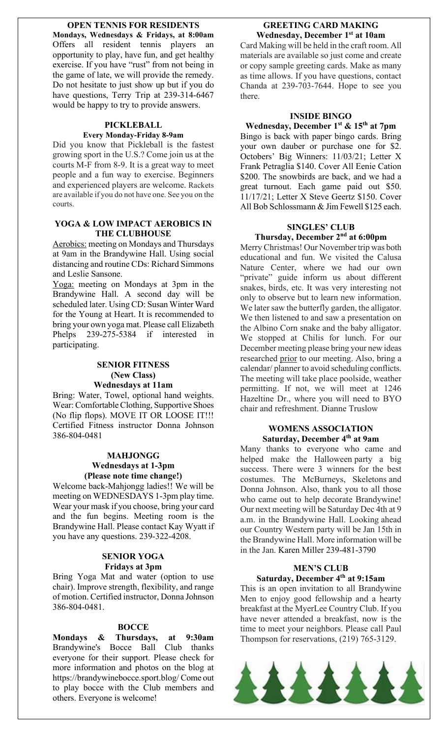## OPEN TENNIS FOR RESIDENTS

**Mondays, Wednesdays & Fridays, at 8:00am**

Offers all resident tennis players an opportunity to play, have fun, and get healthy exercise. If you have "rust" from not being in the game of late, we will provide the remedy. Do not hesitate to just show up but if you do have questions, Terry Trip at 239-314-6467 would be happy to try to provide answers.

## PICKLEBALL

**Every Monday-Friday 8-9am**

Did you know that Pickleball is the fastest growing sport in the U.S.? Come join us at the courts M-F from 8-9. It is a great way to meet people and a fun way to exercise. Beginners and experienced players are welcome. Rackets are available if you do not have one. See you on the courts.

## YOGA & LOW IMPACT AEROBICS IN THE CLUBHOUSE

Aerobics: meeting on Mondays and Thursdays at 9am in the Brandywine Hall. Using social distancing and routine CDs: Richard Simmons and Leslie Sansone.

Yoga: meeting on Mondays at 3pm in the Brandywine Hall. A second day will be scheduled later. Using CD: Susan Winter Ward for the Young at Heart. It is recommended to bring your own yoga mat. Please call Elizabeth Phelps 239-275-5384 if interested in participating.

## SENIOR FITNESS

**(New Class)**

**Wednesdays at 11am**

Bring: Water, Towel, optional hand weights. Wear: Comfortable Clothing, Supportive Shoes (No flip flops). MOVE IT OR LOOSE IT!!! Certified Fitness instructor Donna Johnson 386-804-0481

## MAHJONGG

**Wednesdays at 1-3pm**

**(Please note time change!)**

Welcome back-Mahjongg ladies!! We will be meeting on WEDNESDAYS 1-3pm play time. Wear your mask if you choose, bring your card and the fun begins. Meeting room is the Brandywine Hall. Please contact Kay Wyatt if you have any questions. 239-322-4208.

## SENIOR YOGA

**Fridays at 3pm**

Bring Yoga Mat and water (option to use chair). Improve strength, flexibility, and range of motion. Certified instructor, Donna Johnson 386-804-0481.

## BOCCE

**Mondays & Thursdays, at 9:30am**

Brandywine's Bocce Ball Club thanks everyone for their support. Please check for more information and photos on the blog at https://brandywinebocce.sport.blog/ Come out to play bocce with the Club members and others. Everyone is welcome!

## GREETING CARD MAKING

**Wednesday, December 1st at 10am**

Card Making will be held in the craft room. All materials are available so just come and create or copy sample greeting cards. Make as many as time allows. If you have questions, contact Chanda at 239-703-7644. Hope to see you there.

## INSIDE BINGO

**Wednesday, December 1st & 15th at 7pm**

Bingo is back with paper bingo cards. Bring your own dauber or purchase one for $2. Octobers' Big Winners: 11/03/21; Letter X Frank Petraglia $140. Cover All Eenie Cation $200. The snowbirds are back, and we had a great turnout. Each game paid out $50. 11/17/21; Letter X Steve Geertz $150. Cover All Bob Schlossmann & Jim Fewell $125 each.

## SINGLES' CLUB

**Thursday, December 2nd at 6:00pm**

Merry Christmas! Our November trip was both educational and fun. We visited the Calusa Nature Center, where we had our own "private" guide inform us about different snakes, birds, etc. It was very interesting not only to observe but to learn new information. We later saw the butterfly garden, the alligator. We then listened to and saw a presentation on the Albino Corn snake and the baby alligator. We stopped at Chilis for lunch. For our December meeting please bring your new ideas researched prior to our meeting. Also, bring a calendar/ planner to avoid scheduling conflicts. The meeting will take place poolside, weather permitting. If not, we will meet at 1246 Hazeltine Dr., where you will need to BYO chair and refreshment. Dianne Truslow

## WOMENS ASSOCIATION

**Saturday, December 4th at 9am**

Many thanks to everyone who came and helped make the Halloween party a big success. There were 3 winners for the best costumes. The McBurneys, Skeletons and Donna Johnson. Also, thank you to all those who came out to help decorate Brandywine! Our next meeting will be Saturday Dec 4th at 9 a.m. in the Brandywine Hall. Looking ahead our Country Western party will be Jan 15th in the Brandywine Hall. More information will be in the Jan. Karen Miller 239-481-3790

## MEN'S CLUB

**Saturday, December 4th at 9:15am**

This is an open invitation to all Brandywine Men to enjoy good fellowship and a hearty breakfast at the MyerLee Country Club. If you have never attended a breakfast, now is the time to meet your neighbors. Please call Paul Thompson for reservations, (219) 765-3129.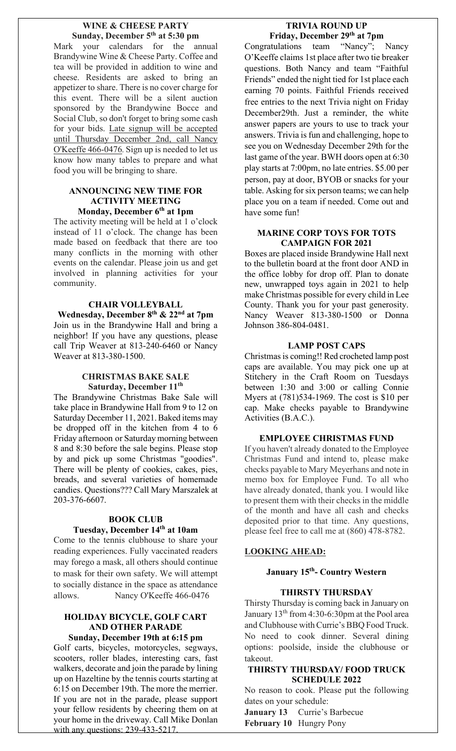## WINE & CHEESE PARTY
**Sunday, December 5th at 5:30 pm**

Mark your calendars for the annual Brandywine Wine & Cheese Party. Coffee and tea will be provided in addition to wine and cheese. Residents are asked to bring an appetizer to share. There is no cover charge for this event. There will be a silent auction sponsored by the Brandywine Bocce and Social Club, so don't forget to bring some cash for your bids. Late signup will be accepted until Thursday December 2nd, call Nancy O'Keeffe 466-0476. Sign up is needed to let us know how many tables to prepare and what food you will be bringing to share.

## ANNOUNCING NEW TIME FOR ACTIVITY MEETING
**Monday, December 6th at 1pm**

The activity meeting will be held at 1 o'clock instead of 11 o'clock. The change has been made based on feedback that there are too many conflicts in the morning with other events on the calendar. Please join us and get involved in planning activities for your community.

## CHAIR VOLLEYBALL
**Wednesday, December 8th & 22nd at 7pm**

Join us in the Brandywine Hall and bring a neighbor! If you have any questions, please call Trip Weaver at 813-240-6460 or Nancy Weaver at 813-380-1500.

## CHRISTMAS BAKE SALE
**Saturday, December 11th**

The Brandywine Christmas Bake Sale will take place in Brandywine Hall from 9 to 12 on Saturday December 11, 2021. Baked items may be dropped off in the kitchen from 4 to 6 Friday afternoon or Saturday morning between 8 and 8:30 before the sale begins. Please stop by and pick up some Christmas "goodies". There will be plenty of cookies, cakes, pies, breads, and several varieties of homemade candies. Questions??? Call Mary Marszalek at 203-376-6607.

## BOOK CLUB
**Tuesday, December 14th at 10am**

Come to the tennis clubhouse to share your reading experiences. Fully vaccinated readers may forego a mask, all others should continue to mask for their own safety. We will attempt to socially distance in the space as attendance allows. Nancy O'Keeffe 466-0476

## HOLIDAY BICYCLE, GOLF CART AND OTHER PARADE
**Sunday, December 19th at 6:15 pm**

Golf carts, bicycles, motorcycles, segways, scooters, roller blades, interesting cars, fast walkers, decorate and join the parade by lining up on Hazeltine by the tennis courts starting at 6:15 on December 19th. The more the merrier. If you are not in the parade, please support your fellow residents by cheering them on at your home in the driveway. Call Mike Donlan with any questions: 239-433-5217.

## TRIVIA ROUND UP
**Friday, December 29th at 7pm**

Congratulations team "Nancy"; Nancy O'Keeffe claims 1st place after two tie breaker questions. Both Nancy and team "Faithful Friends" ended the night tied for 1st place each earning 70 points. Faithful Friends received free entries to the next Trivia night on Friday December29th. Just a reminder, the white answer papers are yours to use to track your answers. Trivia is fun and challenging, hope to see you on Wednesday December 29th for the last game of the year. BWH doors open at 6:30 play starts at 7:00pm, no late entries. $5.00 per person, pay at door, BYOB or snacks for your table. Asking for six person teams; we can help place you on a team if needed. Come out and have some fun!

## MARINE CORP TOYS FOR TOTS CAMPAIGN FOR 2021

Boxes are placed inside Brandywine Hall next to the bulletin board at the front door AND in the office lobby for drop off. Plan to donate new, unwrapped toys again in 2021 to help make Christmas possible for every child in Lee County. Thank you for your past generosity. Nancy Weaver 813-380-1500 or Donna Johnson 386-804-0481.

## LAMP POST CAPS

Christmas is coming!! Red crocheted lamp post caps are available. You may pick one up at Stitchery in the Craft Room on Tuesdays between 1:30 and 3:00 or calling Connie Myers at (781)534-1969. The cost is $10 per cap. Make checks payable to Brandywine Activities (B.A.C.).

## EMPLOYEE CHRISTMAS FUND

If you haven't already donated to the Employee Christmas Fund and intend to, please make checks payable to Mary Meyerhans and note in memo box for Employee Fund. To all who have already donated, thank you. I would like to present them with their checks in the middle of the month and have all cash and checks deposited prior to that time. Any questions, please feel free to call me at (860) 478-8782.

## LOOKING AHEAD:

### January 15th- Country Western

## THIRSTY THURSDAY

Thirsty Thursday is coming back in January on January 13th from 4:30-6:30pm at the Pool area and Clubhouse with Currie's BBQ Food Truck. No need to cook dinner. Several dining options: poolside, inside the clubhouse or takeout.

## THIRSTY THURSDAY/ FOOD TRUCK SCHEDULE 2022

No reason to cook. Please put the following dates on your schedule:

**January 13** Currie's Barbecue
**February 10** Hungry Pony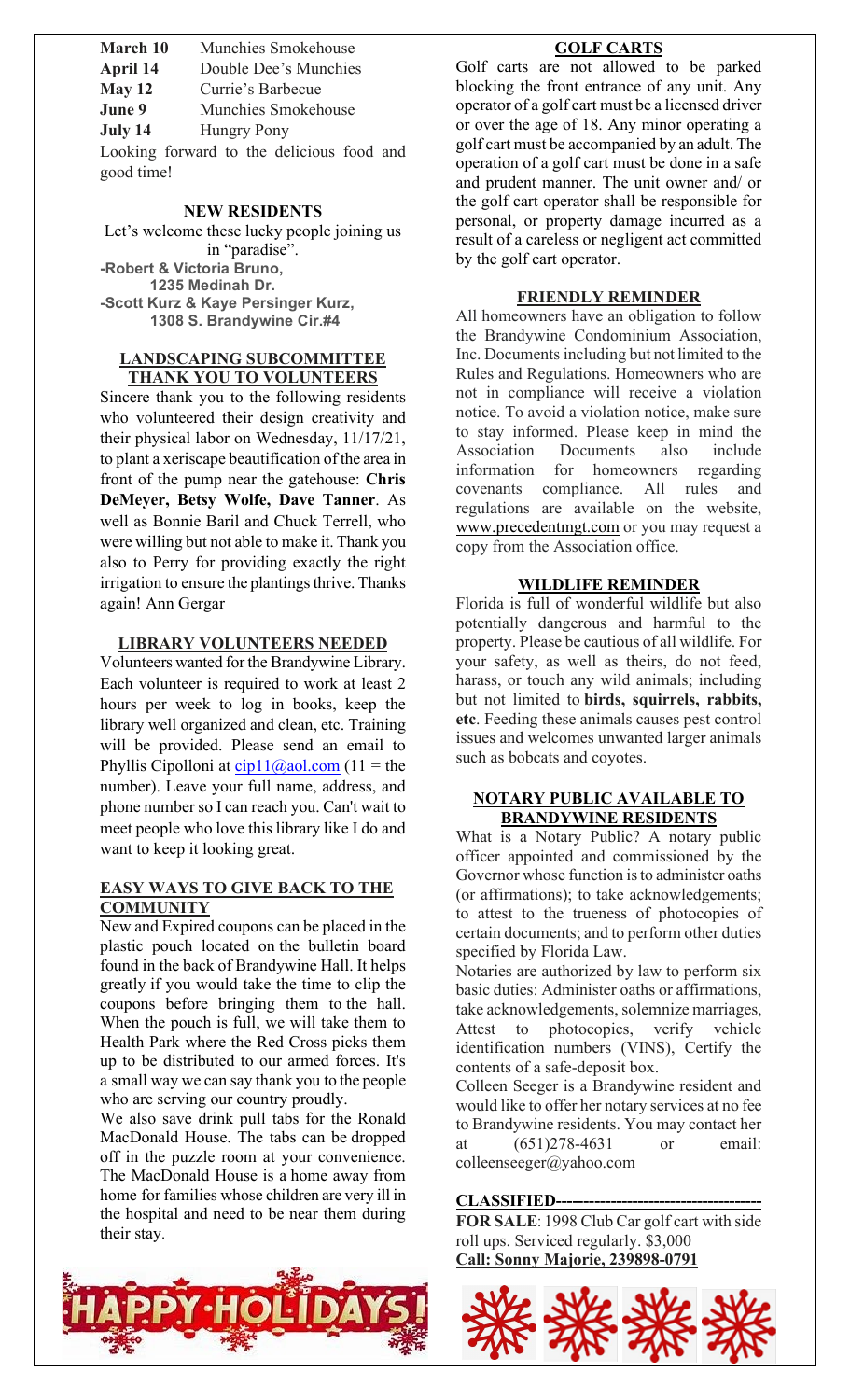| | |
|---|---|
| **March 10** | Munchies Smokehouse |
| **April 14** | Double Dee's Munchies |
| **May 12** | Currie's Barbecue |
| **June 9** | Munchies Smokehouse |
| **July 14** | Hungry Pony |

Looking forward to the delicious food and good time!

## NEW RESIDENTS

Let's welcome these lucky people joining us in "paradise".

**-Robert & Victoria Bruno, 1235 Medinah Dr.**

**-Scott Kurz & Kaye Persinger Kurz, 1308 S. Brandywine Cir.#4**

## LANDSCAPING SUBCOMMITTEE THANK YOU TO VOLUNTEERS

Sincere thank you to the following residents who volunteered their design creativity and their physical labor on Wednesday, 11/17/21, to plant a xeriscape beautification of the area in front of the pump near the gatehouse: **Chris DeMeyer, Betsy Wolfe, Dave Tanner**. As well as Bonnie Baril and Chuck Terrell, who were willing but not able to make it. Thank you also to Perry for providing exactly the right irrigation to ensure the plantings thrive. Thanks again! Ann Gergar

## LIBRARY VOLUNTEERS NEEDED

Volunteers wanted for the Brandywine Library. Each volunteer is required to work at least 2 hours per week to log in books, keep the library well organized and clean, etc. Training will be provided. Please send an email to Phyllis Cipolloni at cip11@aol.com (11 = the number). Leave your full name, address, and phone number so I can reach you. Can't wait to meet people who love this library like I do and want to keep it looking great.

## EASY WAYS TO GIVE BACK TO THE COMMUNITY

New and Expired coupons can be placed in the plastic pouch located on the bulletin board found in the back of Brandywine Hall. It helps greatly if you would take the time to clip the coupons before bringing them to the hall. When the pouch is full, we will take them to Health Park where the Red Cross picks them up to be distributed to our armed forces. It's a small way we can say thank you to the people who are serving our country proudly.

We also save drink pull tabs for the Ronald MacDonald House. The tabs can be dropped off in the puzzle room at your convenience. The MacDonald House is a home away from home for families whose children are very ill in the hospital and need to be near them during their stay.

HAPPY HOLIDAYS!

## GOLF CARTS

Golf carts are not allowed to be parked blocking the front entrance of any unit. Any operator of a golf cart must be a licensed driver or over the age of 18. Any minor operating a golf cart must be accompanied by an adult. The operation of a golf cart must be done in a safe and prudent manner. The unit owner and/ or the golf cart operator shall be responsible for personal, or property damage incurred as a result of a careless or negligent act committed by the golf cart operator.

## FRIENDLY REMINDER

All homeowners have an obligation to follow the Brandywine Condominium Association, Inc. Documents including but not limited to the Rules and Regulations. Homeowners who are not in compliance will receive a violation notice. To avoid a violation notice, make sure to stay informed. Please keep in mind the Association Documents also include information for homeowners regarding covenants compliance. All rules and regulations are available on the website, www.precedentmgt.com or you may request a copy from the Association office.

## WILDLIFE REMINDER

Florida is full of wonderful wildlife but also potentially dangerous and harmful to the property. Please be cautious of all wildlife. For your safety, as well as theirs, do not feed, harass, or touch any wild animals; including but not limited to **birds, squirrels, rabbits, etc**. Feeding these animals causes pest control issues and welcomes unwanted larger animals such as bobcats and coyotes.

## NOTARY PUBLIC AVAILABLE TO BRANDYWINE RESIDENTS

What is a Notary Public? A notary public officer appointed and commissioned by the Governor whose function is to administer oaths (or affirmations); to take acknowledgements; to attest to the trueness of photocopies of certain documents; and to perform other duties specified by Florida Law.

Notaries are authorized by law to perform six basic duties: Administer oaths or affirmations, take acknowledgements, solemnize marriages, Attest to photocopies, verify vehicle identification numbers (VINS), Certify the contents of a safe-deposit box.

Colleen Seeger is a Brandywine resident and would like to offer her notary services at no fee to Brandywine residents. You may contact her at (651)278-4631 or email: colleenseeger@yahoo.com

**CLASSIFIED-----------------------------------**

**FOR SALE**: 1998 Club Car golf cart with side roll ups. Serviced regularly. $3,000

**Call: Sonny Majorie, 239898-0791**